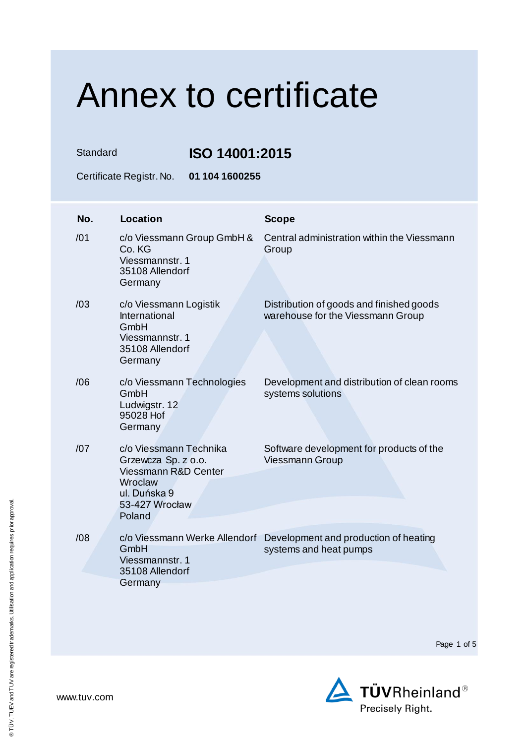# Annex to certificate

Standard **ISO 14001:2015**

Certificate Registr. No. **01 104 1600255**

| No. | Location | Scope |
|---|---|---|
| /01 | c/o Viessmann Group GmbH & Co. KG<br>Viessmannstr. 1<br>35108 Allendorf<br>Germany | Central administration within the Viessmann Group |
| /03 | c/o Viessmann Logistik International GmbH<br>Viessmannstr. 1<br>35108 Allendorf<br>Germany | Distribution of goods and finished goods warehouse for the Viessmann Group |
| /06 | c/o Viessmann Technologies GmbH<br>Ludwigstr. 12<br>95028 Hof<br>Germany | Development and distribution of clean rooms systems solutions |
| /07 | c/o Viessmann Technika Grzewcza Sp. z o.o.<br>Viessmann R&D Center Wroclaw<br>ul. Duńska 9<br>53-427 Wrocław<br>Poland | Software development for products of the Viessmann Group |
| /08 | c/o Viessmann Werke Allendorf GmbH<br>Viessmannstr. 1<br>35108 Allendorf<br>Germany | Development and production of heating systems and heat pumps |

www.tuv.com

TÜVRheinland®
Precisely Right.

® TÜV, TUEV and TUV are registered trademarks. Utilisation and application requires prior approval.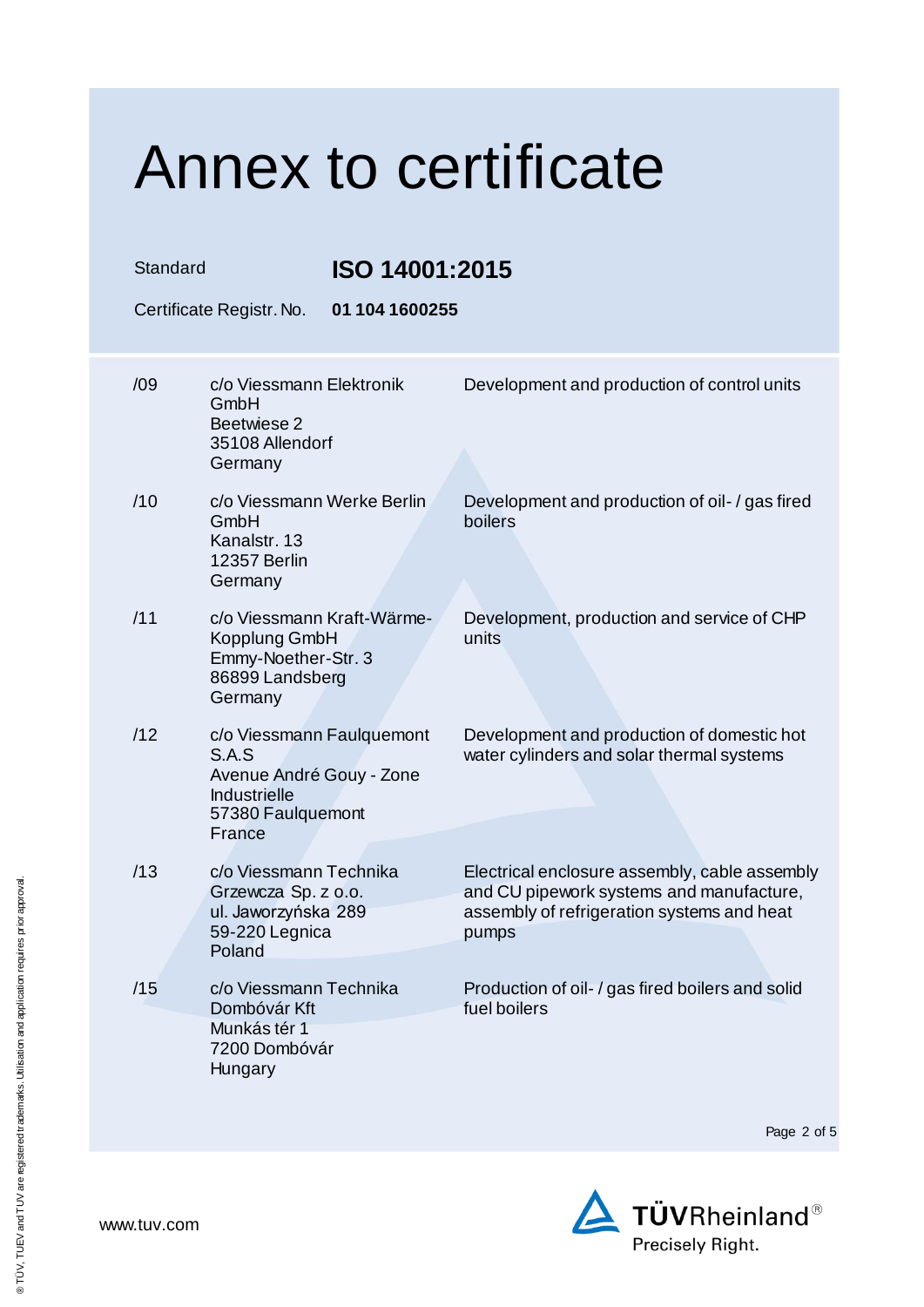# Annex to certificate

Standard **ISO 14001:2015**

Certificate Registr. No. **01 104 1600255**

| | | |
|---|---|---|
| /09 | c/o Viessmann Elektronik GmbH<br>Beetwiese 2<br>35108 Allendorf<br>Germany | Development and production of control units |
| /10 | c/o Viessmann Werke Berlin GmbH<br>Kanalstr. 13<br>12357 Berlin<br>Germany | Development and production of oil- / gas fired boilers |
| /11 | c/o Viessmann Kraft-Wärme-Kopplung GmbH<br>Emmy-Noether-Str. 3<br>86899 Landsberg<br>Germany | Development, production and service of CHP units |
| /12 | c/o Viessmann Faulquemont S.A.S<br>Avenue André Gouy - Zone Industrielle<br>57380 Faulquemont<br>France | Development and production of domestic hot water cylinders and solar thermal systems |
| /13 | c/o Viessmann Technika Grzewcza Sp. z o.o.<br>ul. Jaworzyńska 289<br>59-220 Legnica<br>Poland | Electrical enclosure assembly, cable assembly and CU pipework systems and manufacture, assembly of refrigeration systems and heat pumps |
| /15 | c/o Viessmann Technika Dombóvár Kft<br>Munkás tér 1<br>7200 Dombóvár<br>Hungary | Production of oil- / gas fired boilers and solid fuel boilers |

www.tuv.com

TÜVRheinland®
Precisely Right.

® TÜV, TUEV and TUV are registered trademarks. Utilisation and application requires prior approval.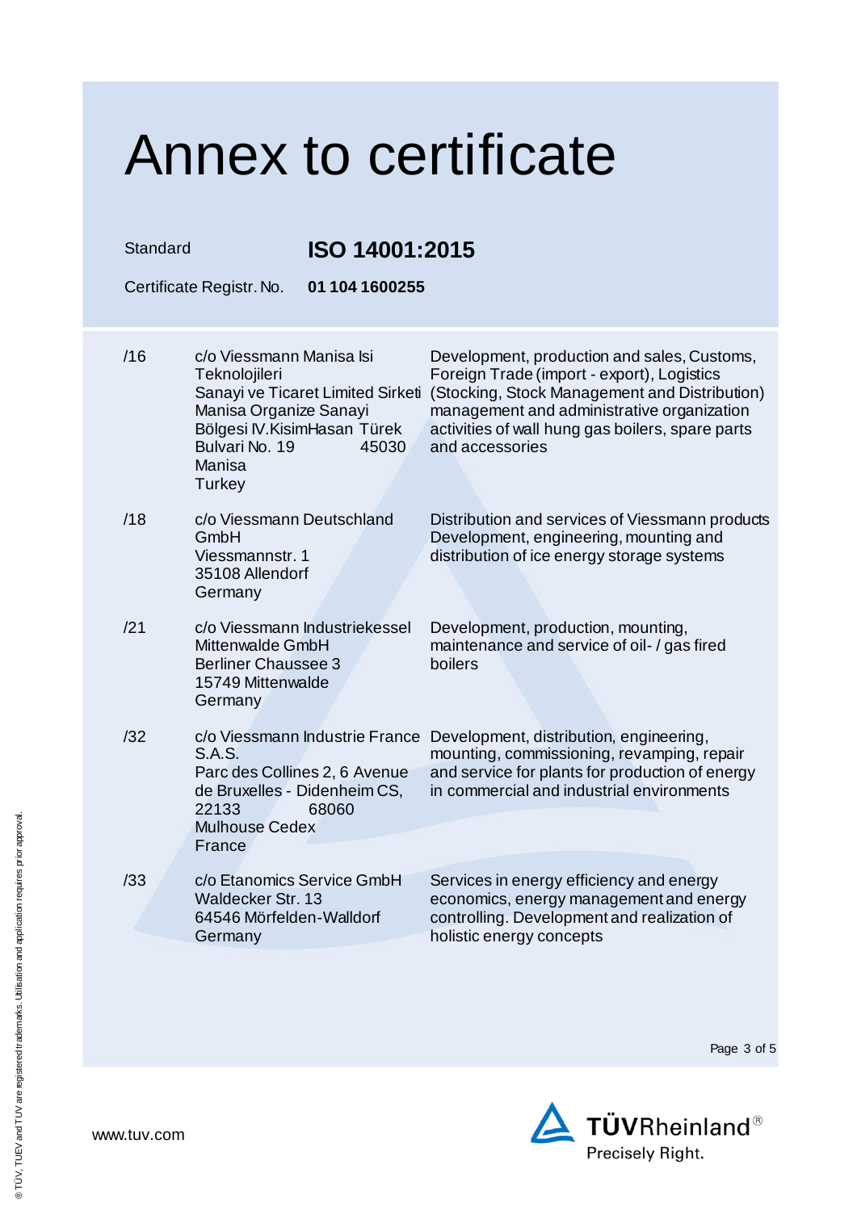# Annex to certificate

Standard **ISO 14001:2015**

Certificate Registr. No. **01 104 1600255**

| | | |
|---|---|---|
| /16 | c/o Viessmann Manisa Isi Teknolojileri Sanayi ve Ticaret Limited Sirketi Manisa Organize Sanayi Bölgesi IV.KisimHasan Türek Bulvari No. 19 45030 Manisa Turkey | Development, production and sales, Customs, Foreign Trade (import - export), Logistics (Stocking, Stock Management and Distribution) management and administrative organization activities of wall hung gas boilers, spare parts and accessories |
| /18 | c/o Viessmann Deutschland GmbH Viessmannstr. 1 35108 Allendorf Germany | Distribution and services of Viessmann products Development, engineering, mounting and distribution of ice energy storage systems |
| /21 | c/o Viessmann Industriekessel Mittenwalde GmbH Berliner Chaussee 3 15749 Mittenwalde Germany | Development, production, mounting, maintenance and service of oil- / gas fired boilers |
| /32 | c/o Viessmann Industrie France S.A.S. Parc des Collines 2, 6 Avenue de Bruxelles - Didenheim CS, 22133 68060 Mulhouse Cedex France | Development, distribution, engineering, mounting, commissioning, revamping, repair and service for plants for production of energy in commercial and industrial environments |
| /33 | c/o Etanomics Service GmbH Waldecker Str. 13 64546 Mörfelden-Walldorf Germany | Services in energy efficiency and energy economics, energy management and energy controlling. Development and realization of holistic energy concepts |

www.tuv.com

TÜVRheinland® Precisely Right.

® TÜV, TUEV and TUV are registered trademarks. Utilisation and application requires prior approval.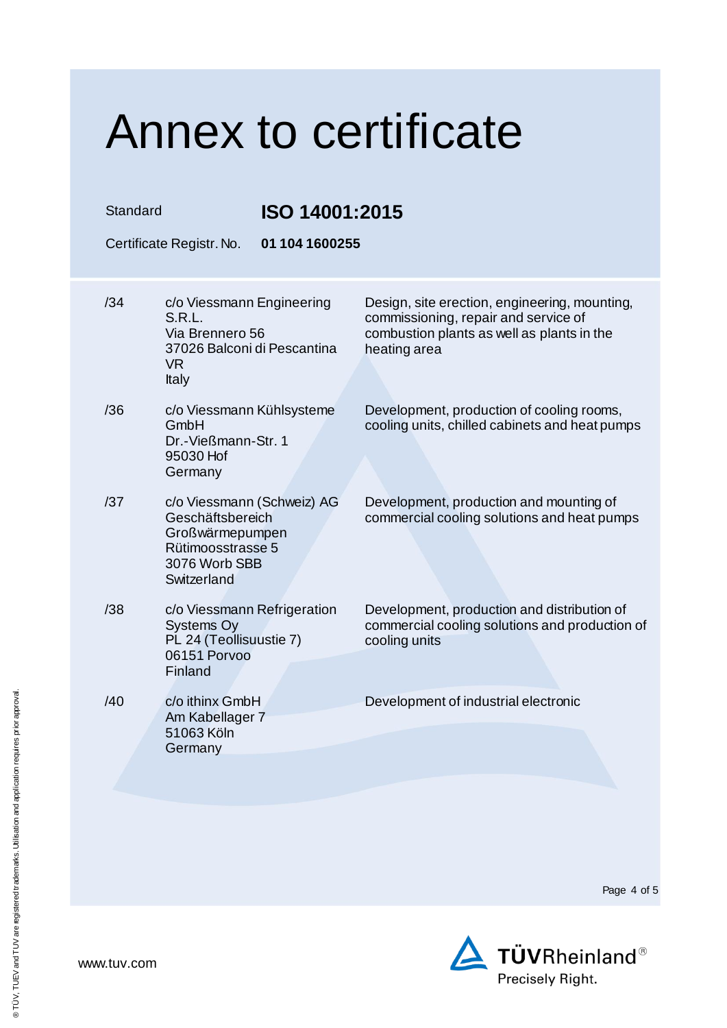# Annex to certificate

Standard **ISO 14001:2015**

Certificate Registr. No. **01 104 1600255**

| | | |
|---|---|---|
| /34 | c/o Viessmann Engineering S.R.L.<br>Via Brennero 56<br>37026 Balconi di Pescantina VR<br>Italy | Design, site erection, engineering, mounting, commissioning, repair and service of combustion plants as well as plants in the heating area |
| /36 | c/o Viessmann Kühlsysteme GmbH<br>Dr.-Vießmann-Str. 1<br>95030 Hof<br>Germany | Development, production of cooling rooms, cooling units, chilled cabinets and heat pumps |
| /37 | c/o Viessmann (Schweiz) AG<br>Geschäftsbereich Großwärmepumpen<br>Rütimoosstrasse 5<br>3076 Worb SBB<br>Switzerland | Development, production and mounting of commercial cooling solutions and heat pumps |
| /38 | c/o Viessmann Refrigeration Systems Oy<br>PL 24 (Teollisuustie 7)<br>06151 Porvoo<br>Finland | Development, production and distribution of commercial cooling solutions and production of cooling units |
| /40 | c/o ithinx GmbH<br>Am Kabellager 7<br>51063 Köln<br>Germany | Development of industrial electronic |

www.tuv.com

TÜVRheinland® Precisely Right.

® TÜV, TUEV and TUV are registered trademarks. Utilisation and application requires prior approval.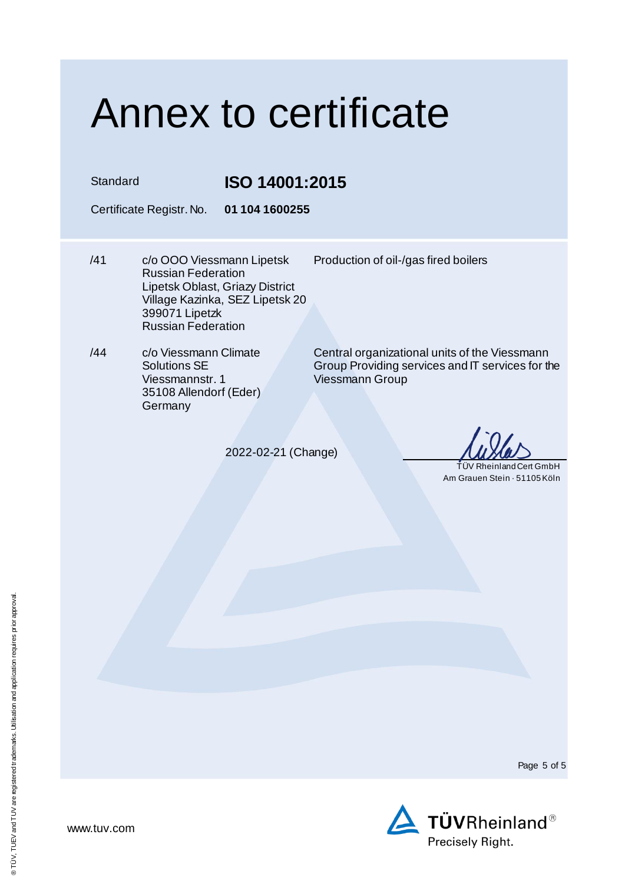# Annex to certificate

Standard **ISO 14001:2015**

Certificate Registr. No. **01 104 1600255**

| | | |
|---|---|---|
| /41 | c/o OOO Viessmann Lipetsk<br>Russian Federation<br>Lipetsk Oblast, Griazy District<br>Village Kazinka, SEZ Lipetsk 20<br>399071 Lipetzk<br>Russian Federation | Production of oil-/gas fired boilers |
| /44 | c/o Viessmann Climate Solutions SE<br>Viessmannstr. 1<br>35108 Allendorf (Eder)<br>Germany | Central organizational units of the Viessmann Group Providing services and IT services for the Viessmann Group |

2022-02-21 (Change)

TÜV Rheinland Cert GmbH
Am Grauen Stein · 51105 Köln

www.tuv.com

TÜVRheinland®
Precisely Right.

® TÜV, TUEV and TUV are registered trademarks. Utilisation and application requires prior approval.